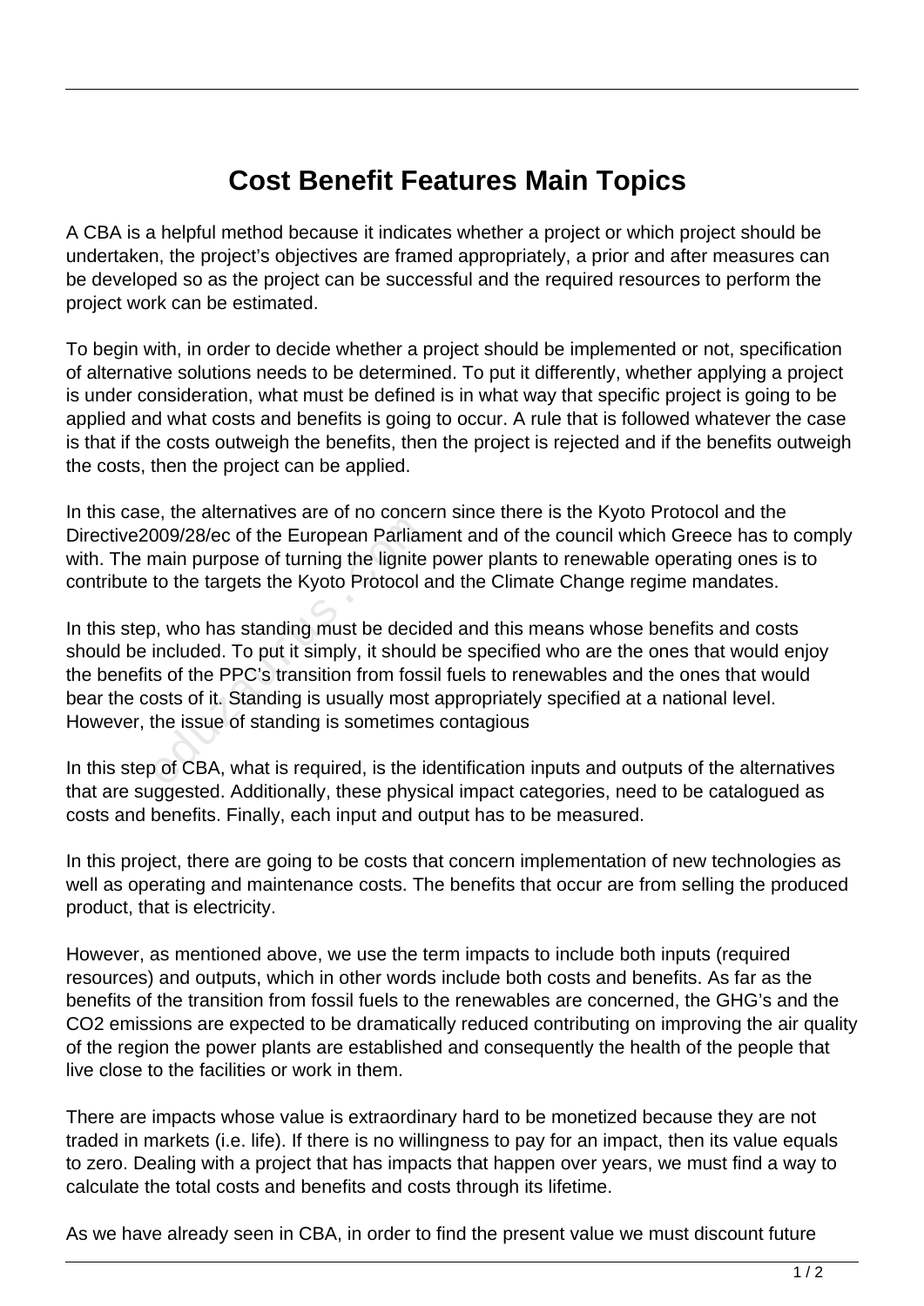# Cost Benefit Features Main Topics

A CBA is a helpful method because it indicates whether a project or which project should be undertaken, the project's objectives are framed appropriately, a prior and after measures can be developed so as the project can be successful and the required resources to perform the project work can be estimated.

To begin with, in order to decide whether a project should be implemented or not, specification of alternative solutions needs to be determined. To put it differently, whether applying a project is under consideration, what must be defined is in what way that specific project is going to be applied and what costs and benefits is going to occur. A rule that is followed whatever the case is that if the costs outweigh the benefits, then the project is rejected and if the benefits outweigh the costs, then the project can be applied.

In this case, the alternatives are of no concern since there is the Kyoto Protocol and the Directive2009/28/ec of the European Parliament and of the council which Greece has to comply with. The main purpose of turning the lignite power plants to renewable operating ones is to contribute to the targets the Kyoto Protocol and the Climate Change regime mandates.

In this step, who has standing must be decided and this means whose benefits and costs should be included. To put it simply, it should be specified who are the ones that would enjoy the benefits of the PPC's transition from fossil fuels to renewables and the ones that would bear the costs of it. Standing is usually most appropriately specified at a national level. However, the issue of standing is sometimes contagious

In this step of CBA, what is required, is the identification inputs and outputs of the alternatives that are suggested. Additionally, these physical impact categories, need to be catalogued as costs and benefits. Finally, each input and output has to be measured.

In this project, there are going to be costs that concern implementation of new technologies as well as operating and maintenance costs. The benefits that occur are from selling the produced product, that is electricity.

However, as mentioned above, we use the term impacts to include both inputs (required resources) and outputs, which in other words include both costs and benefits. As far as the benefits of the transition from fossil fuels to the renewables are concerned, the GHG's and the $CO_2$ emissions are expected to be dramatically reduced contributing on improving the air quality of the region the power plants are established and consequently the health of the people that live close to the facilities or work in them.

There are impacts whose value is extraordinary hard to be monetized because they are not traded in markets (i.e. life). If there is no willingness to pay for an impact, then its value equals to zero. Dealing with a project that has impacts that happen over years, we must find a way to calculate the total costs and benefits and costs through its lifetime.

As we have already seen in CBA, in order to find the present value we must discount future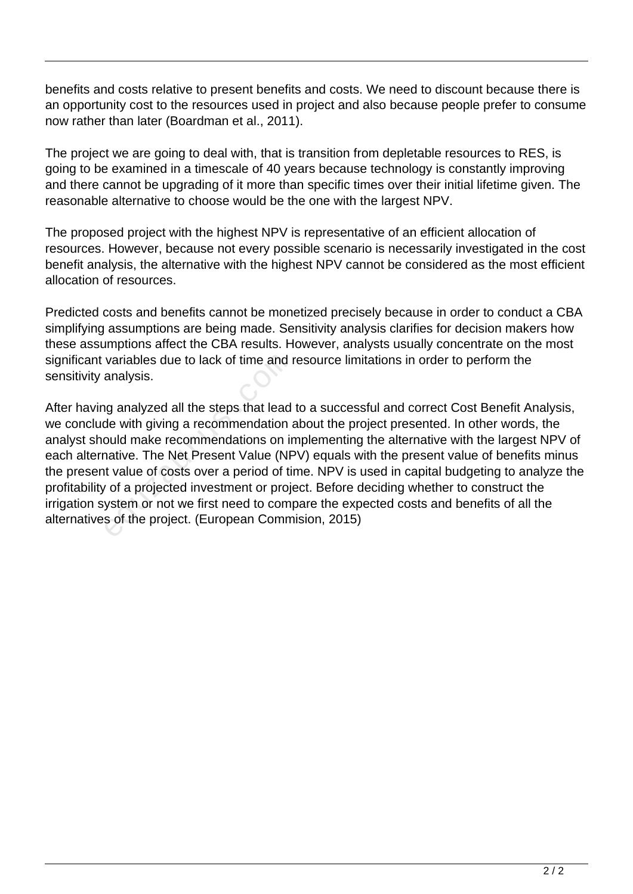benefits and costs relative to present benefits and costs. We need to discount because there is an opportunity cost to the resources used in project and also because people prefer to consume now rather than later (Boardman et al., 2011).

The project we are going to deal with, that is transition from depletable resources to RES, is going to be examined in a timescale of 40 years because technology is constantly improving and there cannot be upgrading of it more than specific times over their initial lifetime given. The reasonable alternative to choose would be the one with the largest NPV.

The proposed project with the highest NPV is representative of an efficient allocation of resources. However, because not every possible scenario is necessarily investigated in the cost benefit analysis, the alternative with the highest NPV cannot be considered as the most efficient allocation of resources.

Predicted costs and benefits cannot be monetized precisely because in order to conduct a CBA simplifying assumptions are being made. Sensitivity analysis clarifies for decision makers how these assumptions affect the CBA results. However, analysts usually concentrate on the most significant variables due to lack of time and resource limitations in order to perform the sensitivity analysis.

After having analyzed all the steps that lead to a successful and correct Cost Benefit Analysis, we conclude with giving a recommendation about the project presented. In other words, the analyst should make recommendations on implementing the alternative with the largest NPV of each alternative. The Net Present Value (NPV) equals with the present value of benefits minus the present value of costs over a period of time. NPV is used in capital budgeting to analyze the profitability of a projected investment or project. Before deciding whether to construct the irrigation system or not we first need to compare the expected costs and benefits of all the alternatives of the project. (European Commision, 2015)